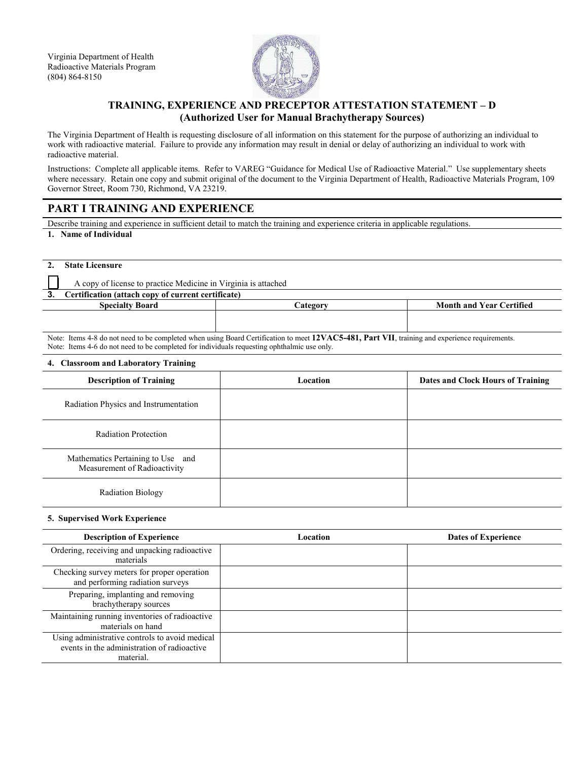Virginia Department of Health
Radioactive Materials Program
(804) 864-8150

# TRAINING, EXPERIENCE AND PRECEPTOR ATTESTATION STATEMENT – D
## (Authorized User for Manual Brachytherapy Sources)

The Virginia Department of Health is requesting disclosure of all information on this statement for the purpose of authorizing an individual to work with radioactive material. Failure to provide any information may result in denial or delay of authorizing an individual to work with radioactive material.

Instructions: Complete all applicable items. Refer to VAREG "Guidance for Medical Use of Radioactive Material." Use supplementary sheets where necessary. Retain one copy and submit original of the document to the Virginia Department of Health, Radioactive Materials Program, 109 Governor Street, Room 730, Richmond, VA 23219.

## PART I TRAINING AND EXPERIENCE

Describe training and experience in sufficient detail to match the training and experience criteria in applicable regulations.

**1. Name of Individual**

**2. State Licensure**

☐ A copy of license to practice Medicine in Virginia is attached

**3. Certification (attach copy of current certificate)**

| Specialty Board | Category | Month and Year Certified |
|---|---|---|
| | | |

Note: Items 4-8 do not need to be completed when using Board Certification to meet **12VAC5-481, Part VII**, training and experience requirements.
Note: Items 4-6 do not need to be completed for individuals requesting ophthalmic use only.

**4. Classroom and Laboratory Training**

| Description of Training | Location | Dates and Clock Hours of Training |
|---|---|---|
| Radiation Physics and Instrumentation | | |
| Radiation Protection | | |
| Mathematics Pertaining to Use and Measurement of Radioactivity | | |
| Radiation Biology | | |

**5. Supervised Work Experience**

| Description of Experience | Location | Dates of Experience |
|---|---|---|
| Ordering, receiving and unpacking radioactive materials | | |
| Checking survey meters for proper operation and performing radiation surveys | | |
| Preparing, implanting and removing brachytherapy sources | | |
| Maintaining running inventories of radioactive materials on hand | | |
| Using administrative controls to avoid medical events in the administration of radioactive material. | | |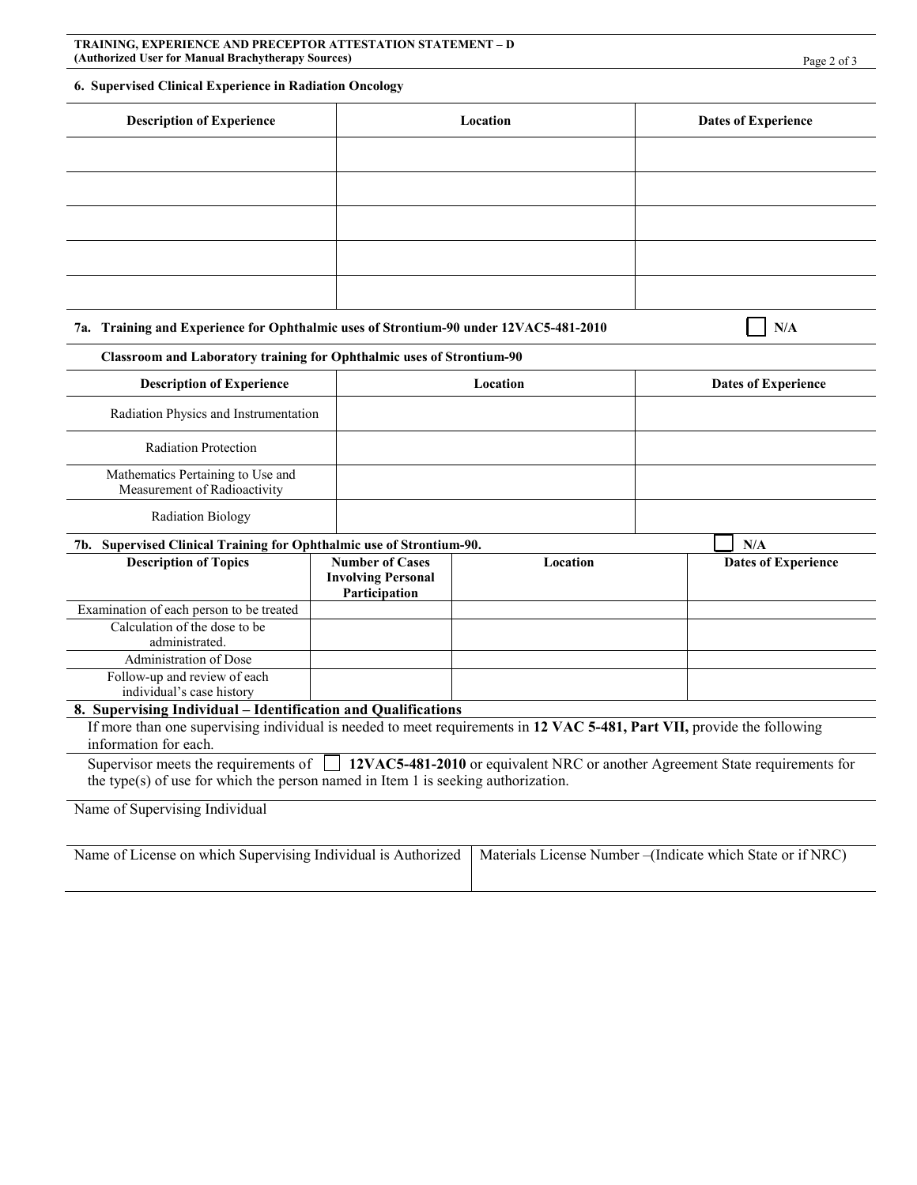### 6. Supervised Clinical Experience in Radiation Oncology

| Description of Experience | Location | Dates of Experience |
|---|---|---|
| | | |
| | | |
| | | |
| | | |
| | | |

### 7a. Training and Experience for Ophthalmic uses of Strontium-90 under 12VAC5-481-2010

☐ N/A

**Classroom and Laboratory training for Ophthalmic uses of Strontium-90**

| Description of Experience | Location | Dates of Experience |
|---|---|---|
| Radiation Physics and Instrumentation | | |
| Radiation Protection | | |
| Mathematics Pertaining to Use and Measurement of Radioactivity | | |
| Radiation Biology | | |

### 7b. Supervised Clinical Training for Ophthalmic use of Strontium-90.

☐ N/A

| Description of Topics | Number of Cases Involving Personal Participation | Location | Dates of Experience |
|---|---|---|---|
| Examination of each person to be treated | | | |
| Calculation of the dose to be administrated. | | | |
| Administration of Dose | | | |
| Follow-up and review of each individual's case history | | | |

### 8. Supervising Individual – Identification and Qualifications

If more than one supervising individual is needed to meet requirements in **12 VAC 5-481, Part VII,** provide the following information for each.

Supervisor meets the requirements of ☐ **12VAC5-481-2010** or equivalent NRC or another Agreement State requirements for the type(s) of use for which the person named in Item 1 is seeking authorization.

Name of Supervising Individual

| Name of License on which Supervising Individual is Authorized | Materials License Number –(Indicate which State or if NRC) |
|---|---|
| | |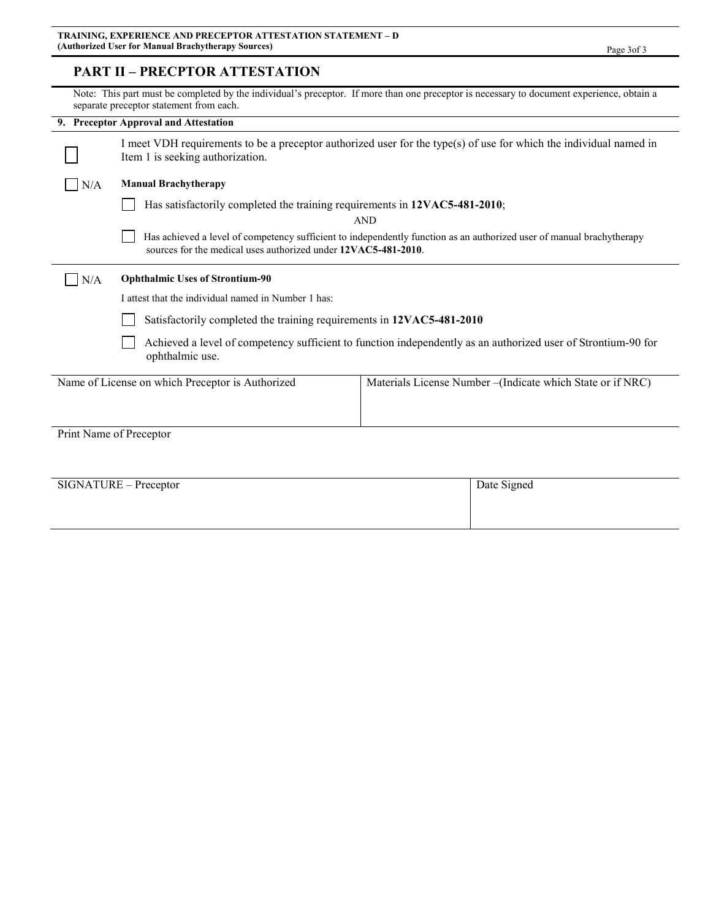## PART II – PRECPTOR ATTESTATION

Note: This part must be completed by the individual's preceptor. If more than one preceptor is necessary to document experience, obtain a separate preceptor statement from each.

**9. Preceptor Approval and Attestation**

☐ I meet VDH requirements to be a preceptor authorized user for the type(s) of use for which the individual named in Item 1 is seeking authorization.

☐ N/A **Manual Brachytherapy**

☐ Has satisfactorily completed the training requirements in **12VAC5-481-2010**;

AND

☐ Has achieved a level of competency sufficient to independently function as an authorized user of manual brachytherapy sources for the medical uses authorized under **12VAC5-481-2010**.

☐ N/A **Ophthalmic Uses of Strontium-90**

I attest that the individual named in Number 1 has:

☐ Satisfactorily completed the training requirements in **12VAC5-481-2010**

☐ Achieved a level of competency sufficient to function independently as an authorized user of Strontium-90 for ophthalmic use.

| Name of License on which Preceptor is Authorized | Materials License Number –(Indicate which State or if NRC) |
|---|---|
| | |

| Print Name of Preceptor |
|---|
| |

| SIGNATURE – Preceptor | Date Signed |
|---|---|
| | |